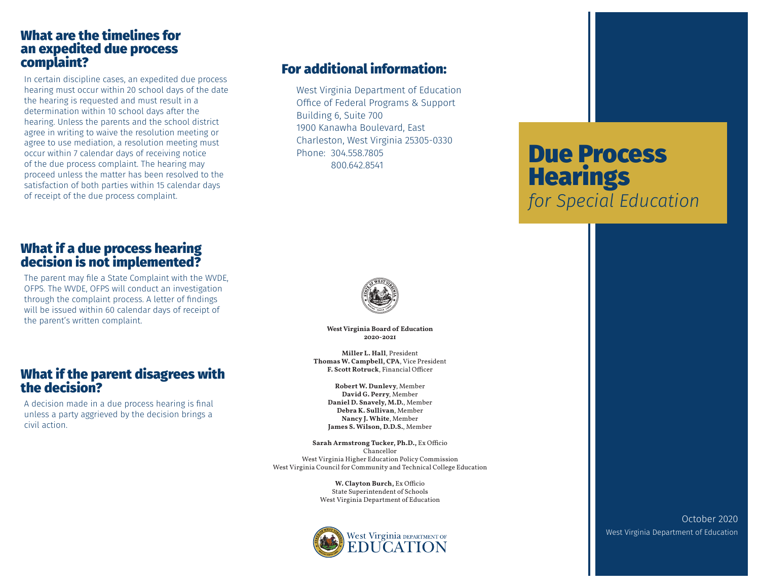## What are the timelines for an expedited due process complaint?

In certain discipline cases, an expedited due process hearing must occur within 20 school days of the date the hearing is requested and must result in a determination within 10 school days after the hearing. Unless the parents and the school district agree in writing to waive the resolution meeting or agree to use mediation, a resolution meeting must occur within 7 calendar days of receiving notice of the due process complaint. The hearing may proceed unless the matter has been resolved to the satisfaction of both parties within 15 calendar days of receipt of the due process complaint.

## What if a due process hearing decision is not implemented?

The parent may file a State Complaint with the WVDE, OFPS. The WVDE, OFPS will conduct an investigation through the complaint process. A letter of findings will be issued within 60 calendar days of receipt of the parent's written complaint.

## What if the parent disagrees with the decision?

A decision made in a due process hearing is final unless a party aggrieved by the decision brings a civil action.

## For additional information:

West Virginia Department of Education
Office of Federal Programs & Support
Building 6, Suite 700
1900 Kanawha Boulevard, East
Charleston, West Virginia 25305-0330
Phone: 304.558.7805
800.642.8541

**West Virginia Board of Education**
**2020-2021**

**Miller L. Hall**, President
**Thomas W. Campbell, CPA**, Vice President
**F. Scott Rotruck**, Financial Officer

**Robert W. Dunlevy**, Member
**David G. Perry**, Member
**Daniel D. Snavely, M.D.**, Member
**Debra K. Sullivan**, Member
**Nancy J. White**, Member
**James S. Wilson, D.D.S.**, Member

**Sarah Armstrong Tucker, Ph.D.**, Ex Officio
Chancellor
West Virginia Higher Education Policy Commission
West Virginia Council for Community and Technical College Education

**W. Clayton Burch**, Ex Officio
State Superintendent of Schools
West Virginia Department of Education

West Virginia DEPARTMENT OF EDUCATION

# Due Process Hearings

*for Special Education*

October 2020
West Virginia Department of Education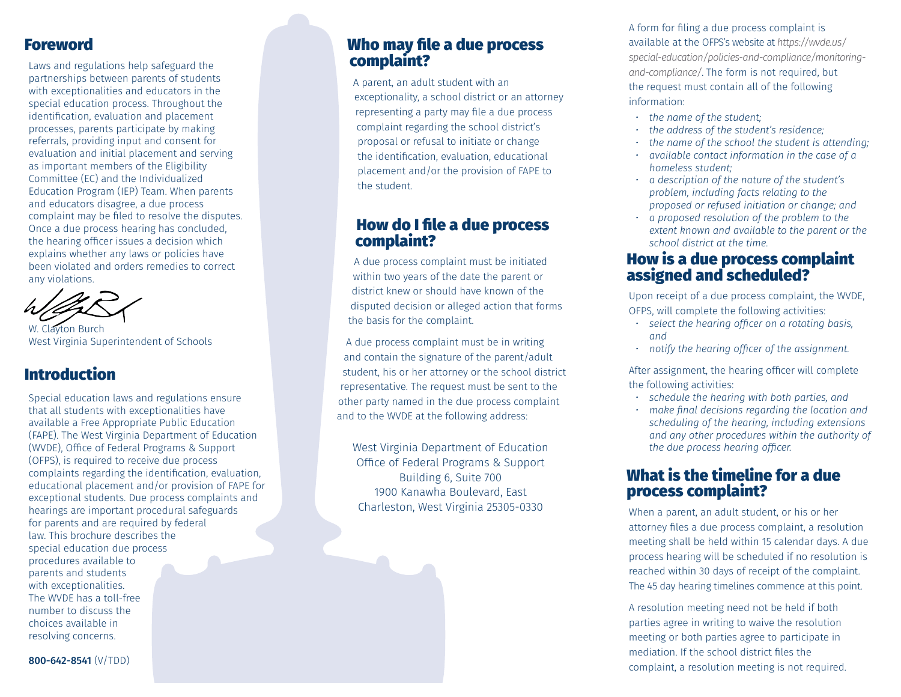## Foreword

Laws and regulations help safeguard the partnerships between parents of students with exceptionalities and educators in the special education process. Throughout the identification, evaluation and placement processes, parents participate by making referrals, providing input and consent for evaluation and initial placement and serving as important members of the Eligibility Committee (EC) and the Individualized Education Program (IEP) Team. When parents and educators disagree, a due process complaint may be filed to resolve the disputes. Once a due process hearing has concluded, the hearing officer issues a decision which explains whether any laws or policies have been violated and orders remedies to correct any violations.

W. Clayton Burch
West Virginia Superintendent of Schools

## Introduction

Special education laws and regulations ensure that all students with exceptionalities have available a Free Appropriate Public Education (FAPE). The West Virginia Department of Education (WVDE), Office of Federal Programs & Support (OFPS), is required to receive due process complaints regarding the identification, evaluation, educational placement and/or provision of FAPE for exceptional students. Due process complaints and hearings are important procedural safeguards for parents and are required by federal law. This brochure describes the special education due process procedures available to parents and students with exceptionalities. The WVDE has a toll-free number to discuss the choices available in resolving concerns.

**800-642-8541** (V/TDD)

## Who may file a due process complaint?

A parent, an adult student with an exceptionality, a school district or an attorney representing a party may file a due process complaint regarding the school district's proposal or refusal to initiate or change the identification, evaluation, educational placement and/or the provision of FAPE to the student.

## How do I file a due process complaint?

A due process complaint must be initiated within two years of the date the parent or district knew or should have known of the disputed decision or alleged action that forms the basis for the complaint.

A due process complaint must be in writing and contain the signature of the parent/adult student, his or her attorney or the school district representative. The request must be sent to the other party named in the due process complaint and to the WVDE at the following address:

West Virginia Department of Education
Office of Federal Programs & Support
Building 6, Suite 700
1900 Kanawha Boulevard, East
Charleston, West Virginia 25305-0330

A form for filing a due process complaint is available at the OFPS's website at *https://wvde.us/special-education/policies-and-compliance/monitoring-and-compliance/*. The form is not required, but the request must contain all of the following information:

- *the name of the student;*
- *the address of the student's residence;*
- *the name of the school the student is attending;*
- *available contact information in the case of a homeless student;*
- *a description of the nature of the student's problem, including facts relating to the proposed or refused initiation or change; and*
- *a proposed resolution of the problem to the extent known and available to the parent or the school district at the time.*

## How is a due process complaint assigned and scheduled?

Upon receipt of a due process complaint, the WVDE, OFPS, will complete the following activities:

- *select the hearing officer on a rotating basis, and*
- *notify the hearing officer of the assignment.*

After assignment, the hearing officer will complete the following activities:

- *schedule the hearing with both parties, and*
- *make final decisions regarding the location and scheduling of the hearing, including extensions and any other procedures within the authority of the due process hearing officer.*

## What is the timeline for a due process complaint?

When a parent, an adult student, or his or her attorney files a due process complaint, a resolution meeting shall be held within 15 calendar days. A due process hearing will be scheduled if no resolution is reached within 30 days of receipt of the complaint. The 45 day hearing timelines commence at this point.

A resolution meeting need not be held if both parties agree in writing to waive the resolution meeting or both parties agree to participate in mediation. If the school district files the complaint, a resolution meeting is not required.